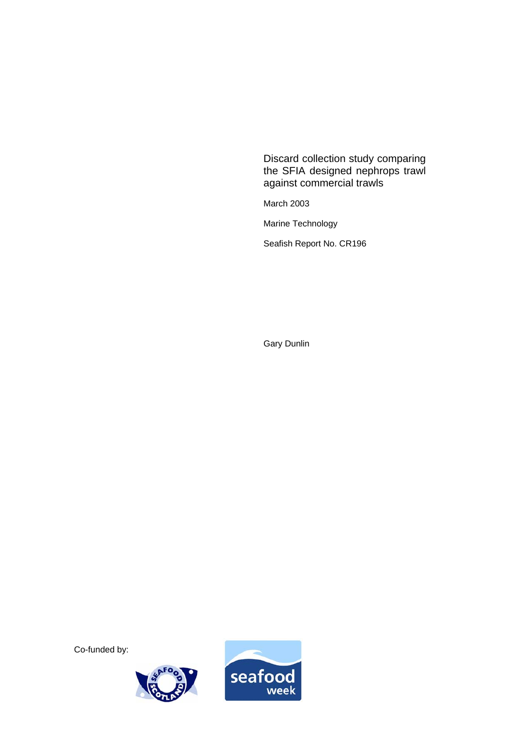# Discard collection study comparing the SFIA designed nephrops trawl against commercial trawls

March 2003

Marine Technology

Seafish Report No. CR196

Gary Dunlin

Co-funded by: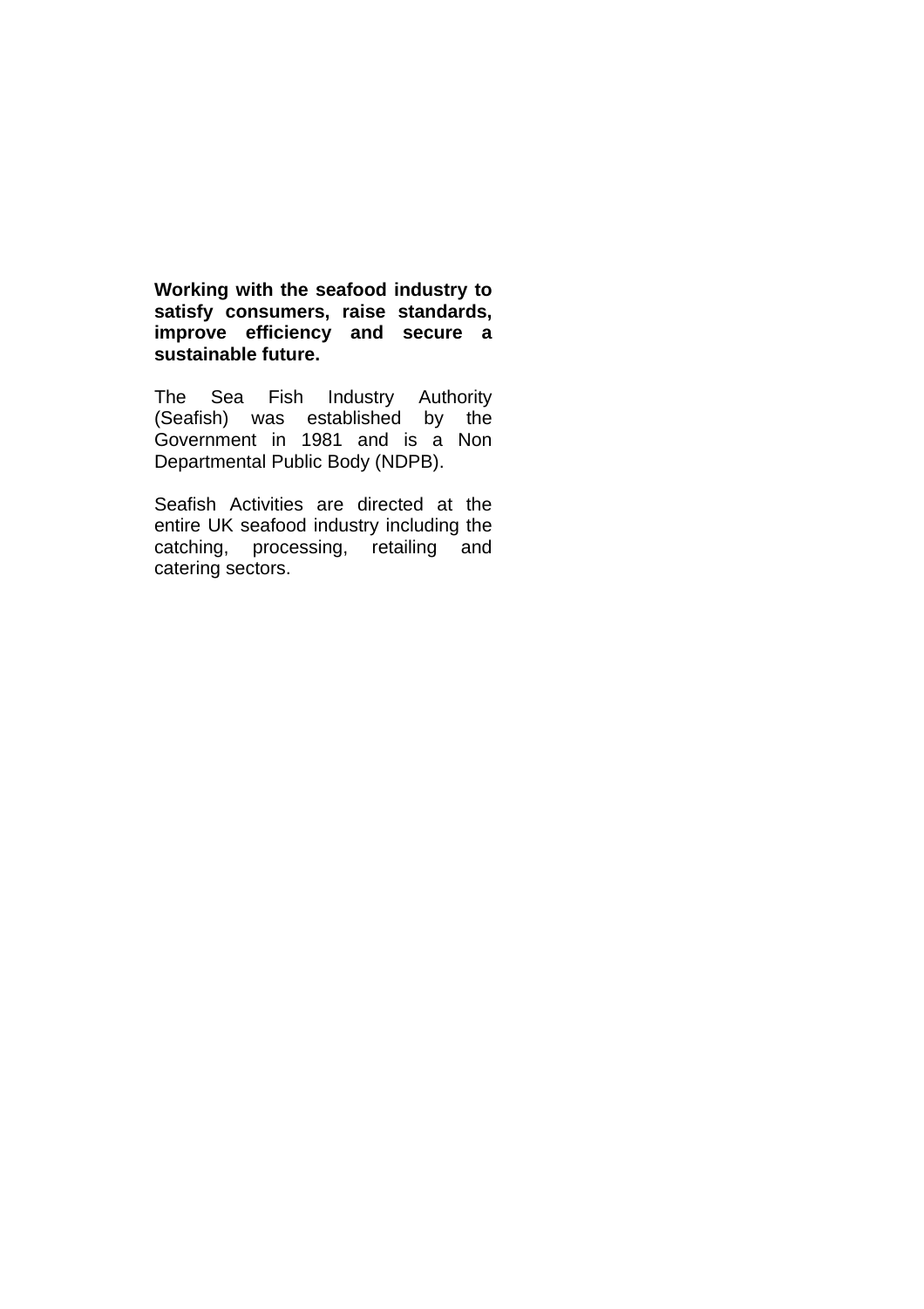**Working with the seafood industry to satisfy consumers, raise standards, improve efficiency and secure a sustainable future.**

The Sea Fish Industry Authority (Seafish) was established by the Government in 1981 and is a Non Departmental Public Body (NDPB).

Seafish Activities are directed at the entire UK seafood industry including the catching, processing, retailing and catering sectors.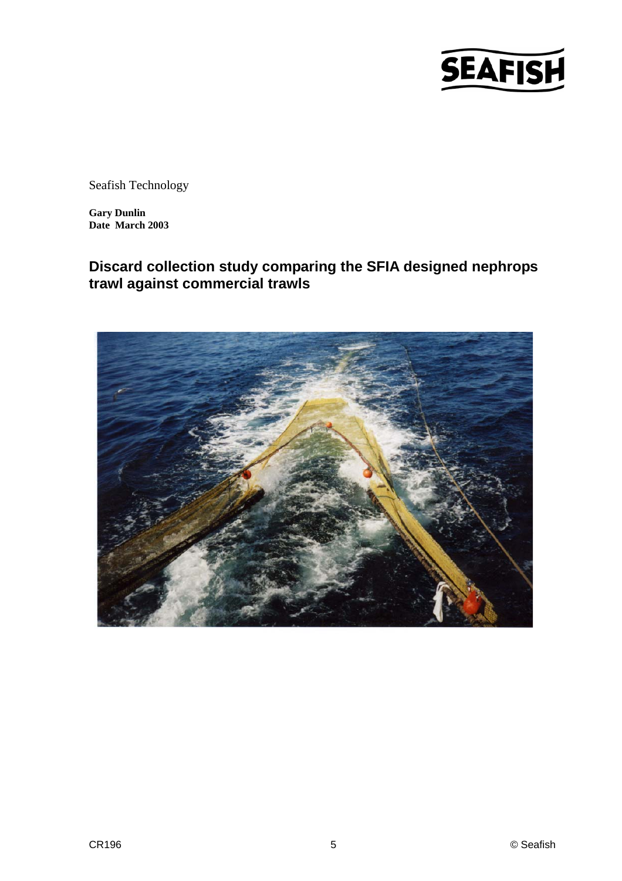SEAFISH

Seafish Technology

**Gary Dunlin**
**Date March 2003**

## Discard collection study comparing the SFIA designed nephrops trawl against commercial trawls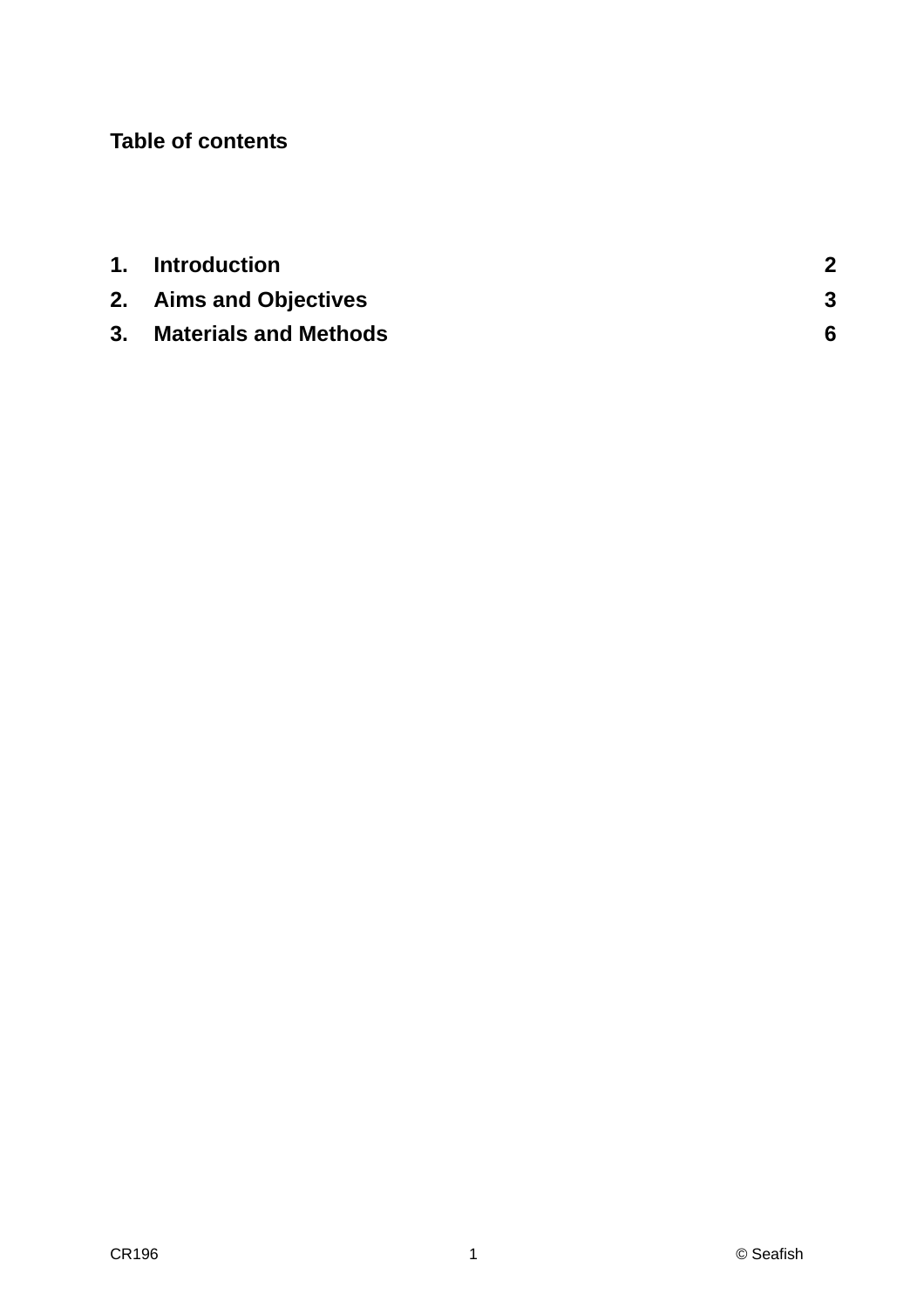**Table of contents**

| | | |
|---|---|---|
| **1.** | **Introduction** | **2** |
| **2.** | **Aims and Objectives** | **3** |
| **3.** | **Materials and Methods** | **6** |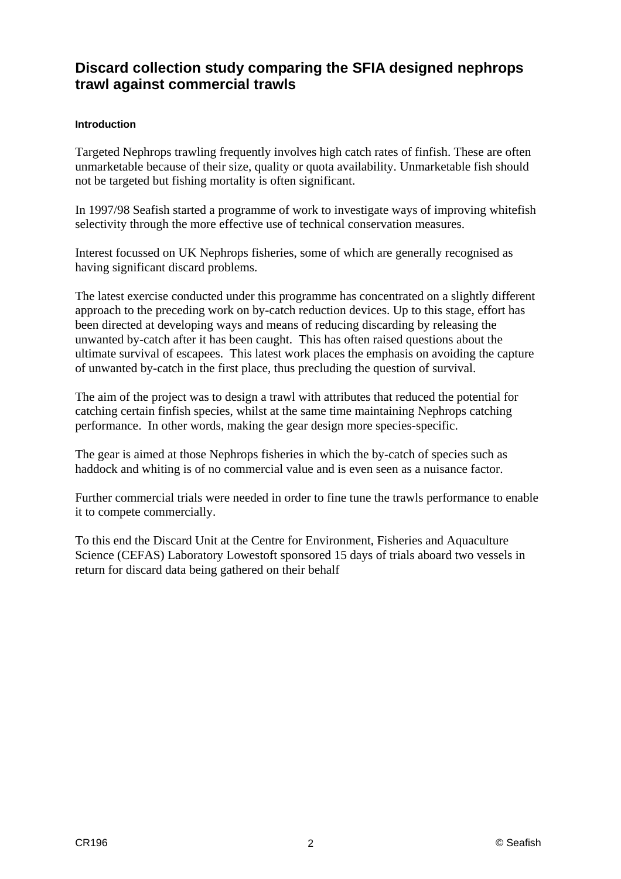# Discard collection study comparing the SFIA designed nephrops trawl against commercial trawls

#### Introduction

Targeted Nephrops trawling frequently involves high catch rates of finfish. These are often unmarketable because of their size, quality or quota availability. Unmarketable fish should not be targeted but fishing mortality is often significant.

In 1997/98 Seafish started a programme of work to investigate ways of improving whitefish selectivity through the more effective use of technical conservation measures.

Interest focussed on UK Nephrops fisheries, some of which are generally recognised as having significant discard problems.

The latest exercise conducted under this programme has concentrated on a slightly different approach to the preceding work on by-catch reduction devices. Up to this stage, effort has been directed at developing ways and means of reducing discarding by releasing the unwanted by-catch after it has been caught. This has often raised questions about the ultimate survival of escapees. This latest work places the emphasis on avoiding the capture of unwanted by-catch in the first place, thus precluding the question of survival.

The aim of the project was to design a trawl with attributes that reduced the potential for catching certain finfish species, whilst at the same time maintaining Nephrops catching performance. In other words, making the gear design more species-specific.

The gear is aimed at those Nephrops fisheries in which the by-catch of species such as haddock and whiting is of no commercial value and is even seen as a nuisance factor.

Further commercial trials were needed in order to fine tune the trawls performance to enable it to compete commercially.

To this end the Discard Unit at the Centre for Environment, Fisheries and Aquaculture Science (CEFAS) Laboratory Lowestoft sponsored 15 days of trials aboard two vessels in return for discard data being gathered on their behalf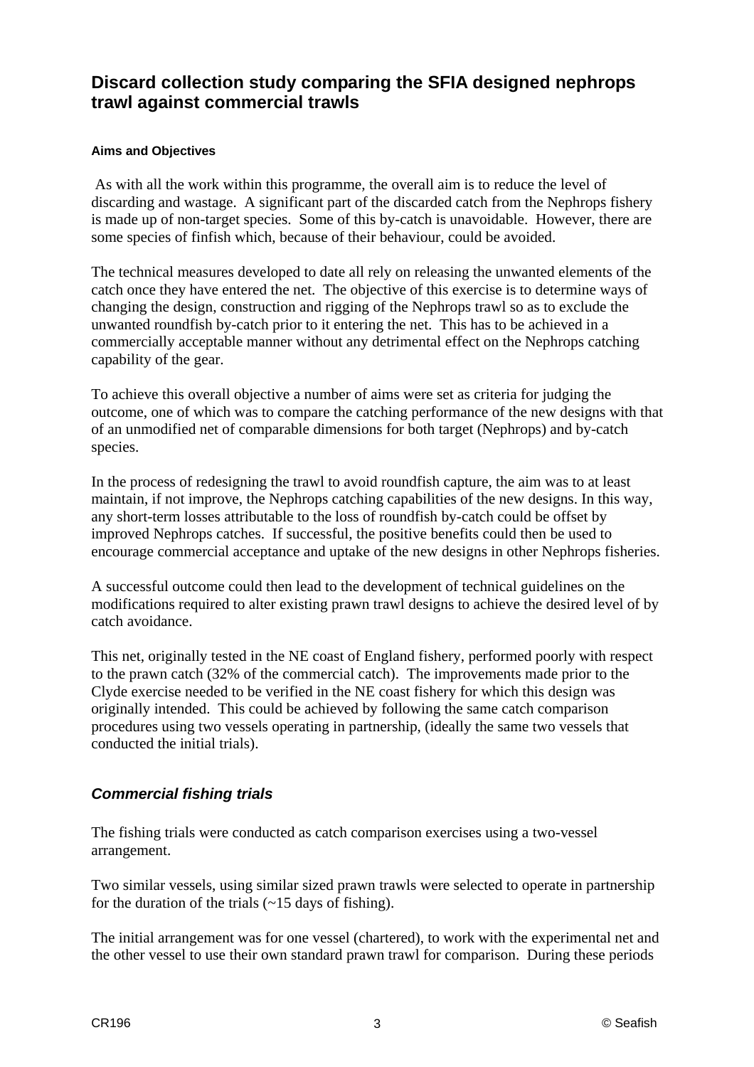## Discard collection study comparing the SFIA designed nephrops trawl against commercial trawls

#### Aims and Objectives

As with all the work within this programme, the overall aim is to reduce the level of discarding and wastage. A significant part of the discarded catch from the Nephrops fishery is made up of non-target species. Some of this by-catch is unavoidable. However, there are some species of finfish which, because of their behaviour, could be avoided.

The technical measures developed to date all rely on releasing the unwanted elements of the catch once they have entered the net. The objective of this exercise is to determine ways of changing the design, construction and rigging of the Nephrops trawl so as to exclude the unwanted roundfish by-catch prior to it entering the net. This has to be achieved in a commercially acceptable manner without any detrimental effect on the Nephrops catching capability of the gear.

To achieve this overall objective a number of aims were set as criteria for judging the outcome, one of which was to compare the catching performance of the new designs with that of an unmodified net of comparable dimensions for both target (Nephrops) and by-catch species.

In the process of redesigning the trawl to avoid roundfish capture, the aim was to at least maintain, if not improve, the Nephrops catching capabilities of the new designs. In this way, any short-term losses attributable to the loss of roundfish by-catch could be offset by improved Nephrops catches. If successful, the positive benefits could then be used to encourage commercial acceptance and uptake of the new designs in other Nephrops fisheries.

A successful outcome could then lead to the development of technical guidelines on the modifications required to alter existing prawn trawl designs to achieve the desired level of by catch avoidance.

This net, originally tested in the NE coast of England fishery, performed poorly with respect to the prawn catch (32% of the commercial catch). The improvements made prior to the Clyde exercise needed to be verified in the NE coast fishery for which this design was originally intended. This could be achieved by following the same catch comparison procedures using two vessels operating in partnership, (ideally the same two vessels that conducted the initial trials).

### *Commercial fishing trials*

The fishing trials were conducted as catch comparison exercises using a two-vessel arrangement.

Two similar vessels, using similar sized prawn trawls were selected to operate in partnership for the duration of the trials (~15 days of fishing).

The initial arrangement was for one vessel (chartered), to work with the experimental net and the other vessel to use their own standard prawn trawl for comparison. During these periods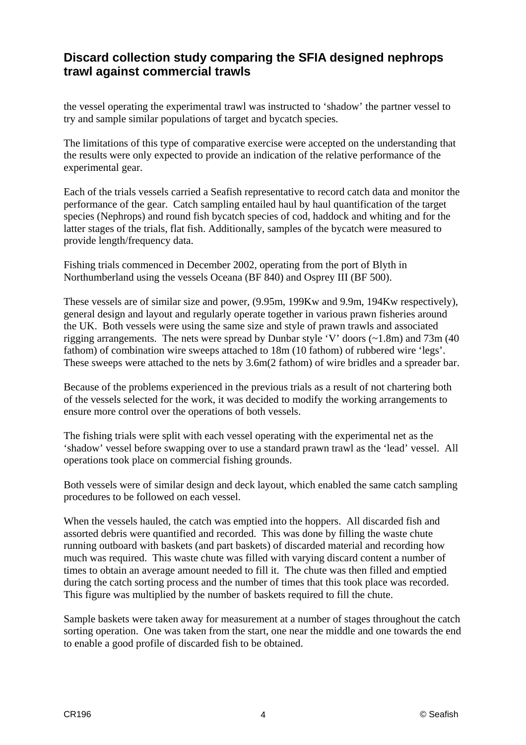the vessel operating the experimental trawl was instructed to 'shadow' the partner vessel to try and sample similar populations of target and bycatch species.

The limitations of this type of comparative exercise were accepted on the understanding that the results were only expected to provide an indication of the relative performance of the experimental gear.

Each of the trials vessels carried a Seafish representative to record catch data and monitor the performance of the gear. Catch sampling entailed haul by haul quantification of the target species (Nephrops) and round fish bycatch species of cod, haddock and whiting and for the latter stages of the trials, flat fish. Additionally, samples of the bycatch were measured to provide length/frequency data.

Fishing trials commenced in December 2002, operating from the port of Blyth in Northumberland using the vessels Oceana (BF 840) and Osprey III (BF 500).

These vessels are of similar size and power, (9.95m, 199Kw and 9.9m, 194Kw respectively), general design and layout and regularly operate together in various prawn fisheries around the UK. Both vessels were using the same size and style of prawn trawls and associated rigging arrangements. The nets were spread by Dunbar style 'V' doors (~1.8m) and 73m (40 fathom) of combination wire sweeps attached to 18m (10 fathom) of rubbered wire 'legs'. These sweeps were attached to the nets by 3.6m(2 fathom) of wire bridles and a spreader bar.

Because of the problems experienced in the previous trials as a result of not chartering both of the vessels selected for the work, it was decided to modify the working arrangements to ensure more control over the operations of both vessels.

The fishing trials were split with each vessel operating with the experimental net as the 'shadow' vessel before swapping over to use a standard prawn trawl as the 'lead' vessel. All operations took place on commercial fishing grounds.

Both vessels were of similar design and deck layout, which enabled the same catch sampling procedures to be followed on each vessel.

When the vessels hauled, the catch was emptied into the hoppers. All discarded fish and assorted debris were quantified and recorded. This was done by filling the waste chute running outboard with baskets (and part baskets) of discarded material and recording how much was required. This waste chute was filled with varying discard content a number of times to obtain an average amount needed to fill it. The chute was then filled and emptied during the catch sorting process and the number of times that this took place was recorded. This figure was multiplied by the number of baskets required to fill the chute.

Sample baskets were taken away for measurement at a number of stages throughout the catch sorting operation. One was taken from the start, one near the middle and one towards the end to enable a good profile of discarded fish to be obtained.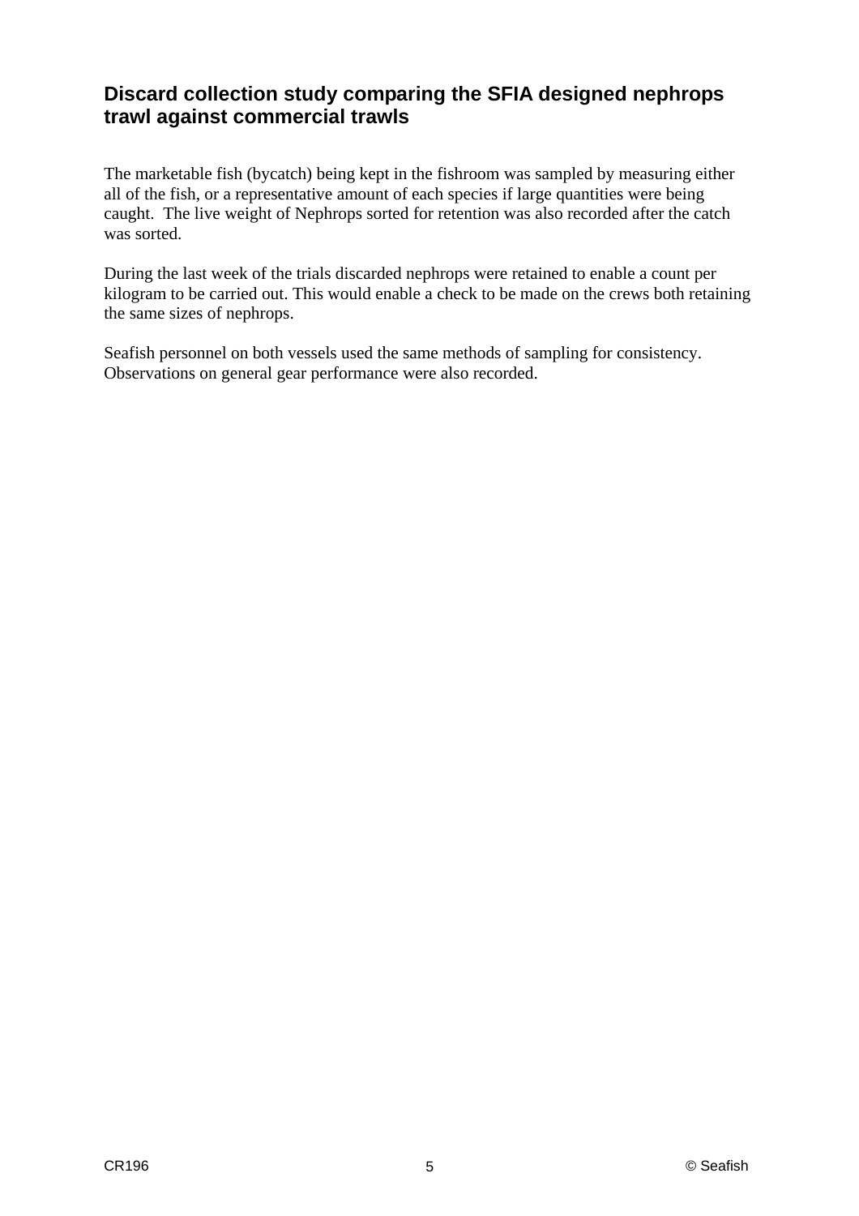## Discard collection study comparing the SFIA designed nephrops trawl against commercial trawls

The marketable fish (bycatch) being kept in the fishroom was sampled by measuring either all of the fish, or a representative amount of each species if large quantities were being caught. The live weight of Nephrops sorted for retention was also recorded after the catch was sorted.

During the last week of the trials discarded nephrops were retained to enable a count per kilogram to be carried out. This would enable a check to be made on the crews both retaining the same sizes of nephrops.

Seafish personnel on both vessels used the same methods of sampling for consistency. Observations on general gear performance were also recorded.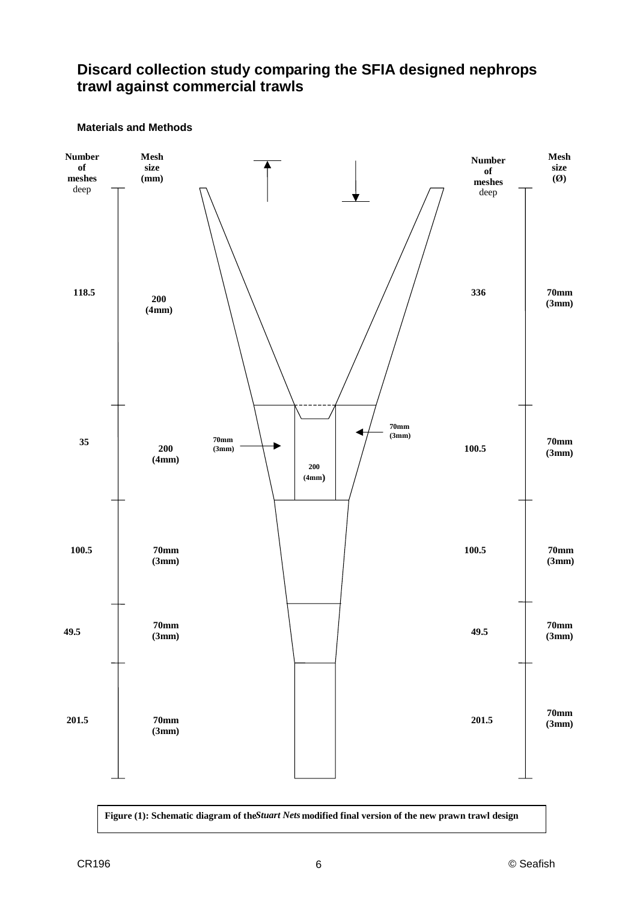## Discard collection study comparing the SFIA designed nephrops trawl against commercial trawls

### Materials and Methods

Number of meshes deep

Mesh size (mm)

118.5

200 (4mm)

35

200 (4mm)

100.5

70mm (3mm)

49.5

70mm (3mm)

201.5

70mm (3mm)

70mm (3mm)

70mm (3mm)

200 (4mm)

Number of meshes deep

Mesh size (Ø)

336

70mm (3mm)

100.5

70mm (3mm)

100.5

70mm (3mm)

49.5

70mm (3mm)

201.5

70mm (3mm)

Figure (1): Schematic diagram of the *Stuart Nets* modified final version of the new prawn trawl design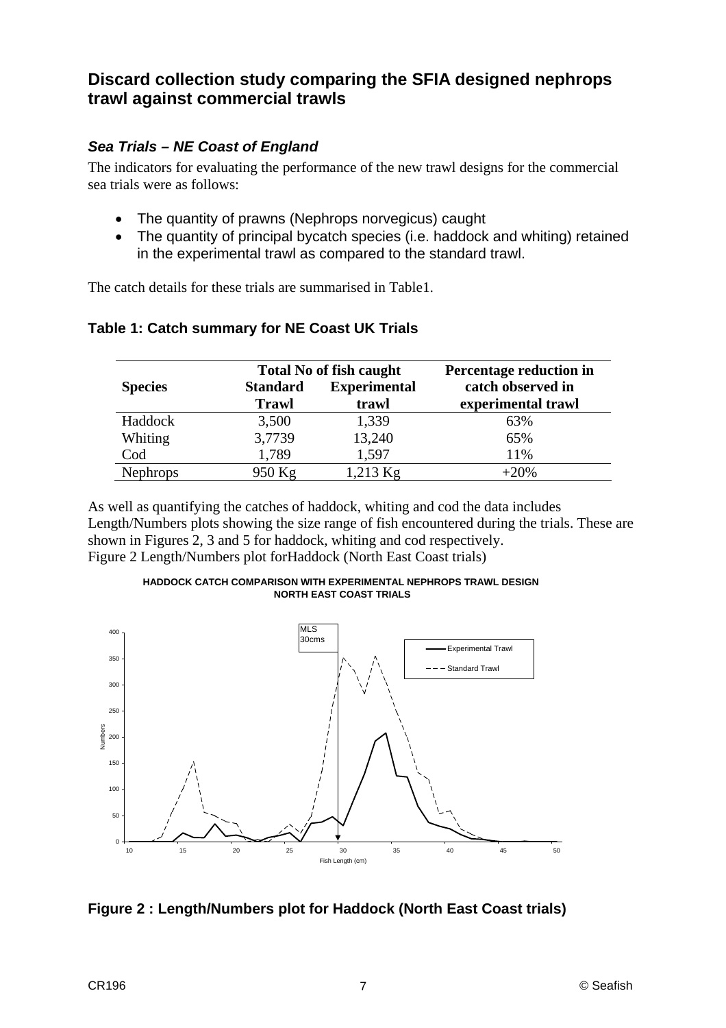## Discard collection study comparing the SFIA designed nephrops trawl against commercial trawls

### *Sea Trials – NE Coast of England*

The indicators for evaluating the performance of the new trawl designs for the commercial sea trials were as follows:

- The quantity of prawns (Nephrops norvegicus) caught
- The quantity of principal bycatch species (i.e. haddock and whiting) retained in the experimental trawl as compared to the standard trawl.

The catch details for these trials are summarised in Table1.

#### Table 1: Catch summary for NE Coast UK Trials

| Species | Total No of fish caught | | Percentage reduction in catch observed in experimental trawl |
|---|---|---|---|
| | Standard Trawl | Experimental trawl | |
| Haddock | 3,500 | 1,339 | 63% |
| Whiting | 3,7739 | 13,240 | 65% |
| Cod | 1,789 | 1,597 | 11% |
| Nephrops | 950 Kg | 1,213 Kg | +20% |

As well as quantifying the catches of haddock, whiting and cod the data includes Length/Numbers plots showing the size range of fish encountered during the trials. These are shown in Figures 2, 3 and 5 for haddock, whiting and cod respectively.
Figure 2 Length/Numbers plot forHaddock (North East Coast trials)

HADDOCK CATCH COMPARISON WITH EXPERIMENTAL NEPHROPS TRAWL DESIGN
NORTH EAST COAST TRIALS

MLS
30cms

Experimental Trawl
Standard Trawl

Numbers
0
50
100
150
200
250
300
350
400

Fish Length (cm)
10
15
20
25
30
35
40
45
50

**Figure 2 : Length/Numbers plot for Haddock (North East Coast trials)**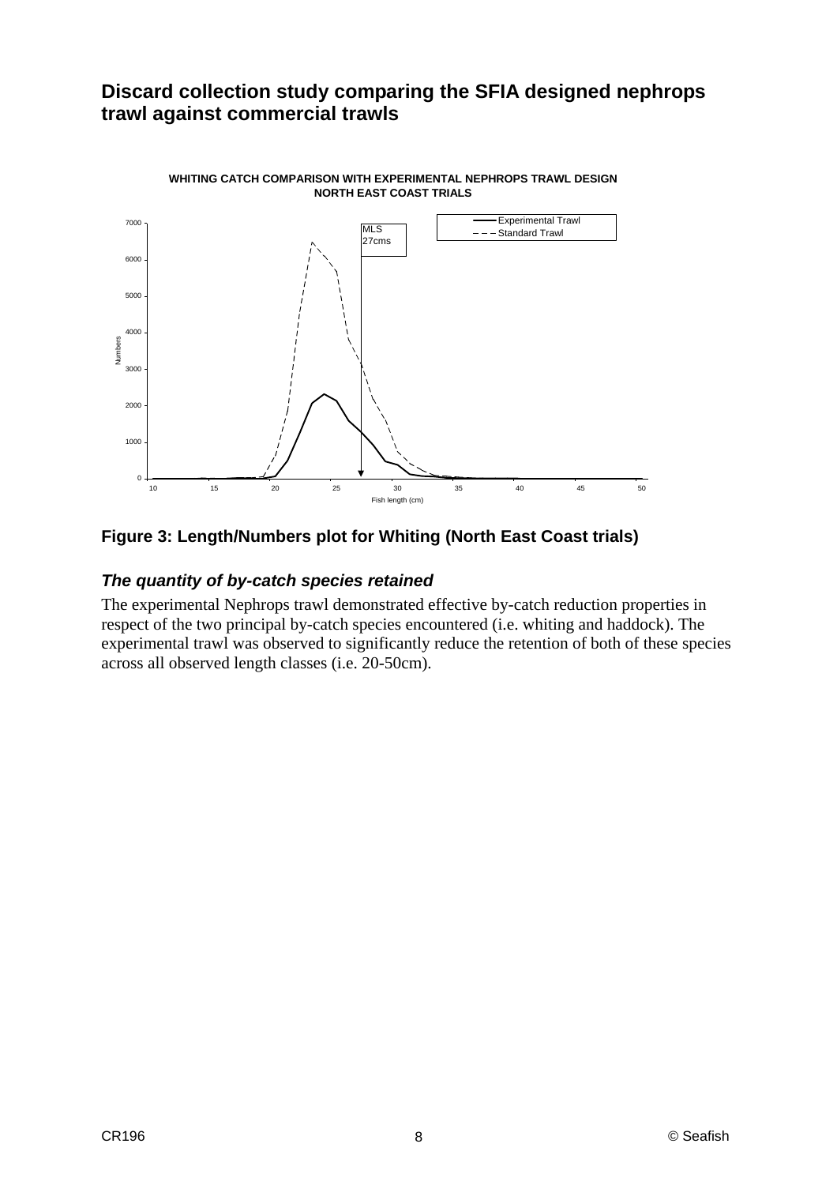## Discard collection study comparing the SFIA designed nephrops trawl against commercial trawls

WHITING CATCH COMPARISON WITH EXPERIMENTAL NEPHROPS TRAWL DESIGN
NORTH EAST COAST TRIALS

Experimental Trawl
Standard Trawl

MLS
27cms

Numbers

0
1000
2000
3000
4000
5000
6000
7000

10
15
20
25
30
35
40
45
50

Fish length (cm)

**Figure 3: Length/Numbers plot for Whiting (North East Coast trials)**

### *The quantity of by-catch species retained*

The experimental Nephrops trawl demonstrated effective by-catch reduction properties in respect of the two principal by-catch species encountered (i.e. whiting and haddock). The experimental trawl was observed to significantly reduce the retention of both of these species across all observed length classes (i.e. 20-50cm).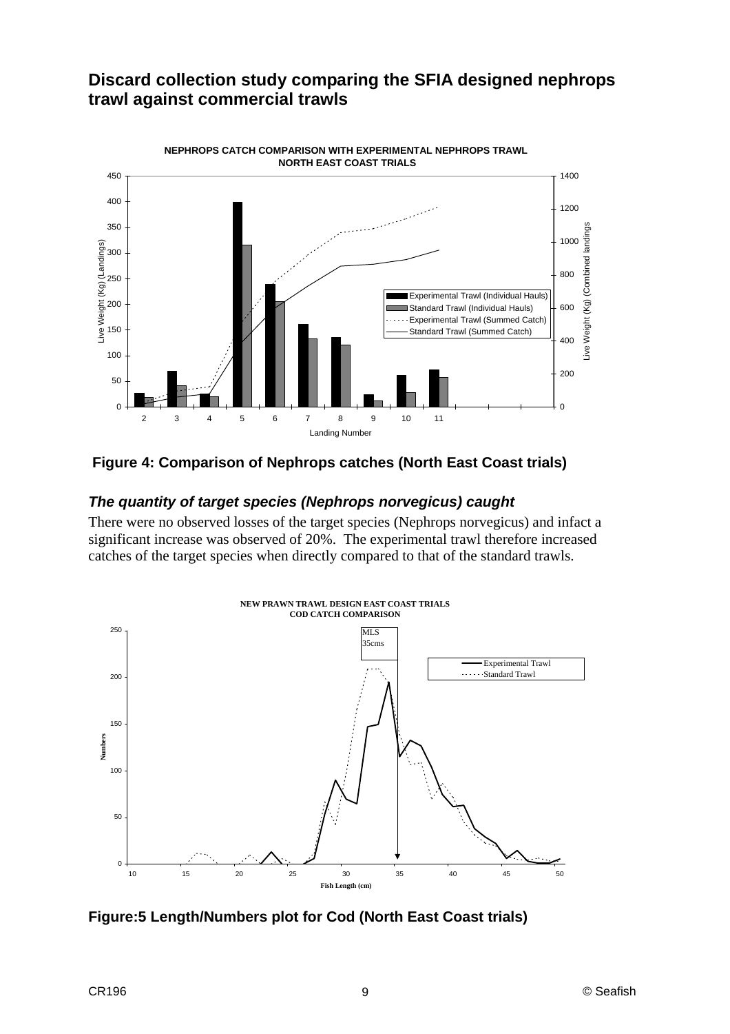## Discard collection study comparing the SFIA designed nephrops trawl against commercial trawls

NEPHROPS CATCH COMPARISON WITH EXPERIMENTAL NEPHROPS TRAWL
NORTH EAST COAST TRIALS

Live Weight (Kg) (Landings)
450
400
350
300
250
200
150
100
50
0

Live Weight (Kg) (Combined landings)
1400
1200
1000
800
600
400
200
0

2 3 4 5 6 7 8 9 10 11

Landing Number

Experimental Trawl (Individual Hauls)
Standard Trawl (Individual Hauls)
Experimental Trawl (Summed Catch)
Standard Trawl (Summed Catch)

**Figure 4: Comparison of Nephrops catches (North East Coast trials)**

### *The quantity of target species (Nephrops norvegicus) caught*

There were no observed losses of the target species (Nephrops norvegicus) and infact a significant increase was observed of 20%. The experimental trawl therefore increased catches of the target species when directly compared to that of the standard trawls.

NEW PRAWN TRAWL DESIGN EAST COAST TRIALS
COD CATCH COMPARISON

Numbers
250
200
150
100
50
0

10 15 20 25 30 35 40 45 50

Fish Length (cm)

MLS
35cms

Experimental Trawl
Standard Trawl

**Figure:5 Length/Numbers plot for Cod (North East Coast trials)**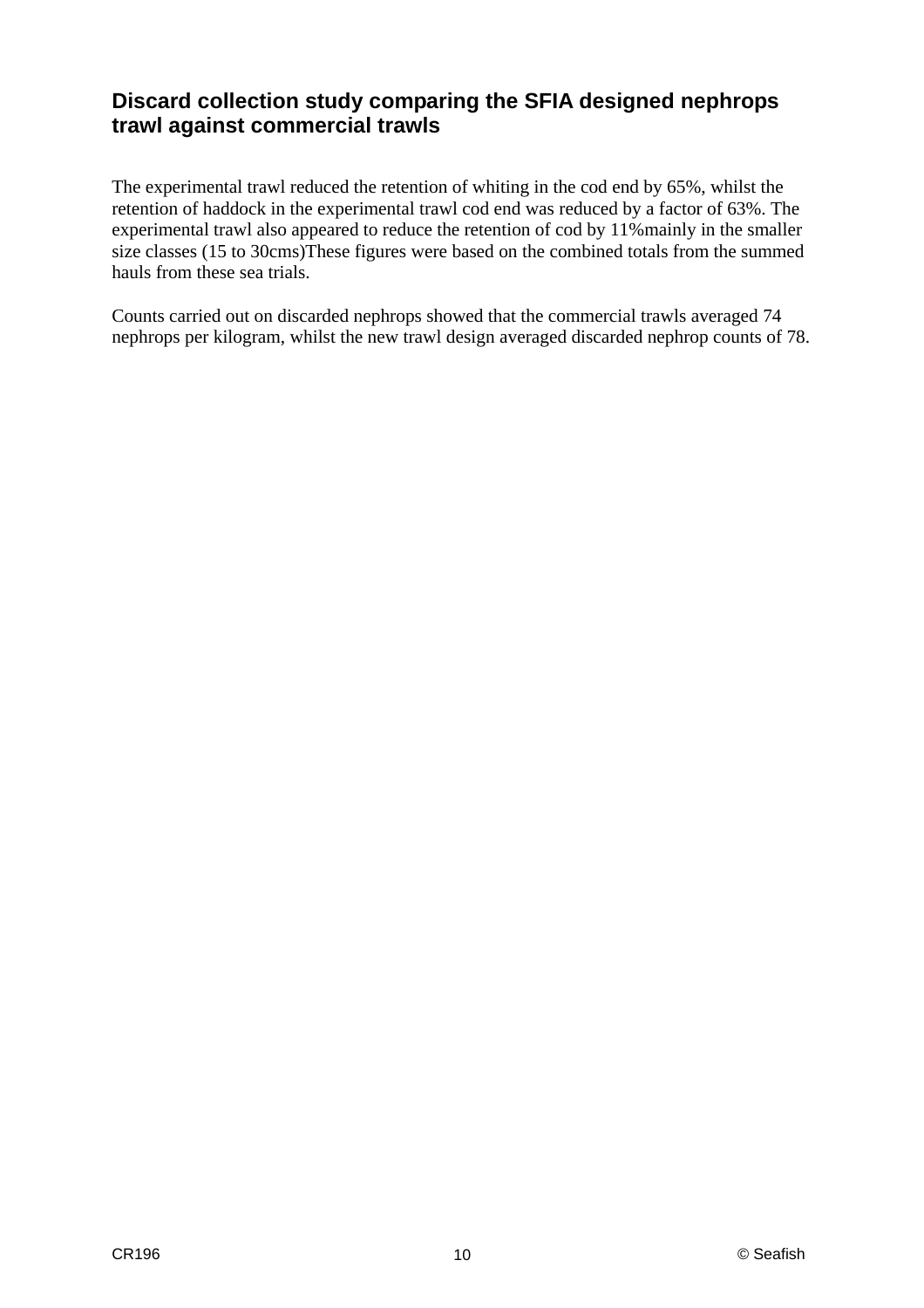## Discard collection study comparing the SFIA designed nephrops trawl against commercial trawls

The experimental trawl reduced the retention of whiting in the cod end by 65%, whilst the retention of haddock in the experimental trawl cod end was reduced by a factor of 63%. The experimental trawl also appeared to reduce the retention of cod by 11%mainly in the smaller size classes (15 to 30cms)These figures were based on the combined totals from the summed hauls from these sea trials.

Counts carried out on discarded nephrops showed that the commercial trawls averaged 74 nephrops per kilogram, whilst the new trawl design averaged discarded nephrop counts of 78.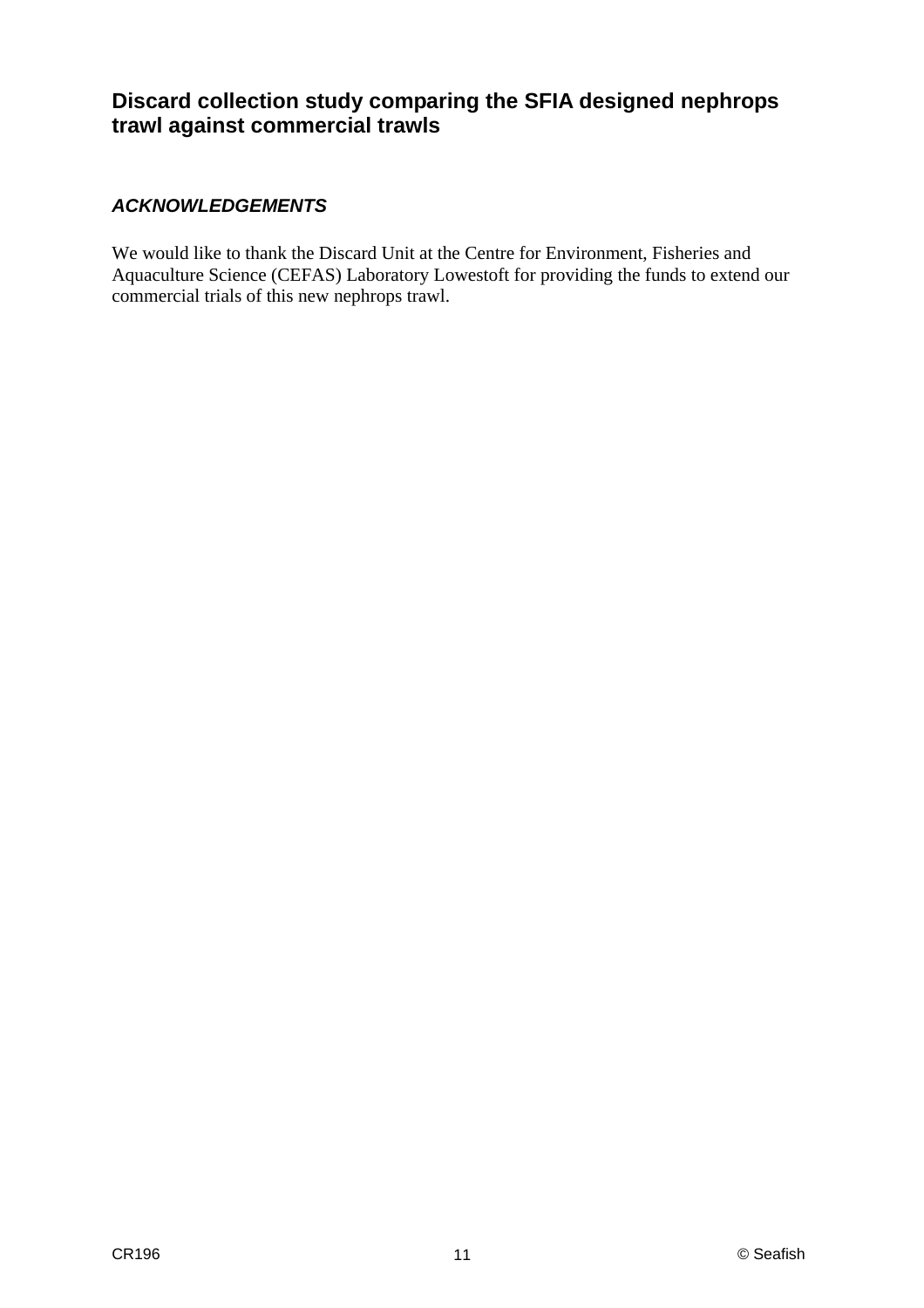# Discard collection study comparing the SFIA designed nephrops trawl against commercial trawls

## *ACKNOWLEDGEMENTS*

We would like to thank the Discard Unit at the Centre for Environment, Fisheries and Aquaculture Science (CEFAS) Laboratory Lowestoft for providing the funds to extend our commercial trials of this new nephrops trawl.